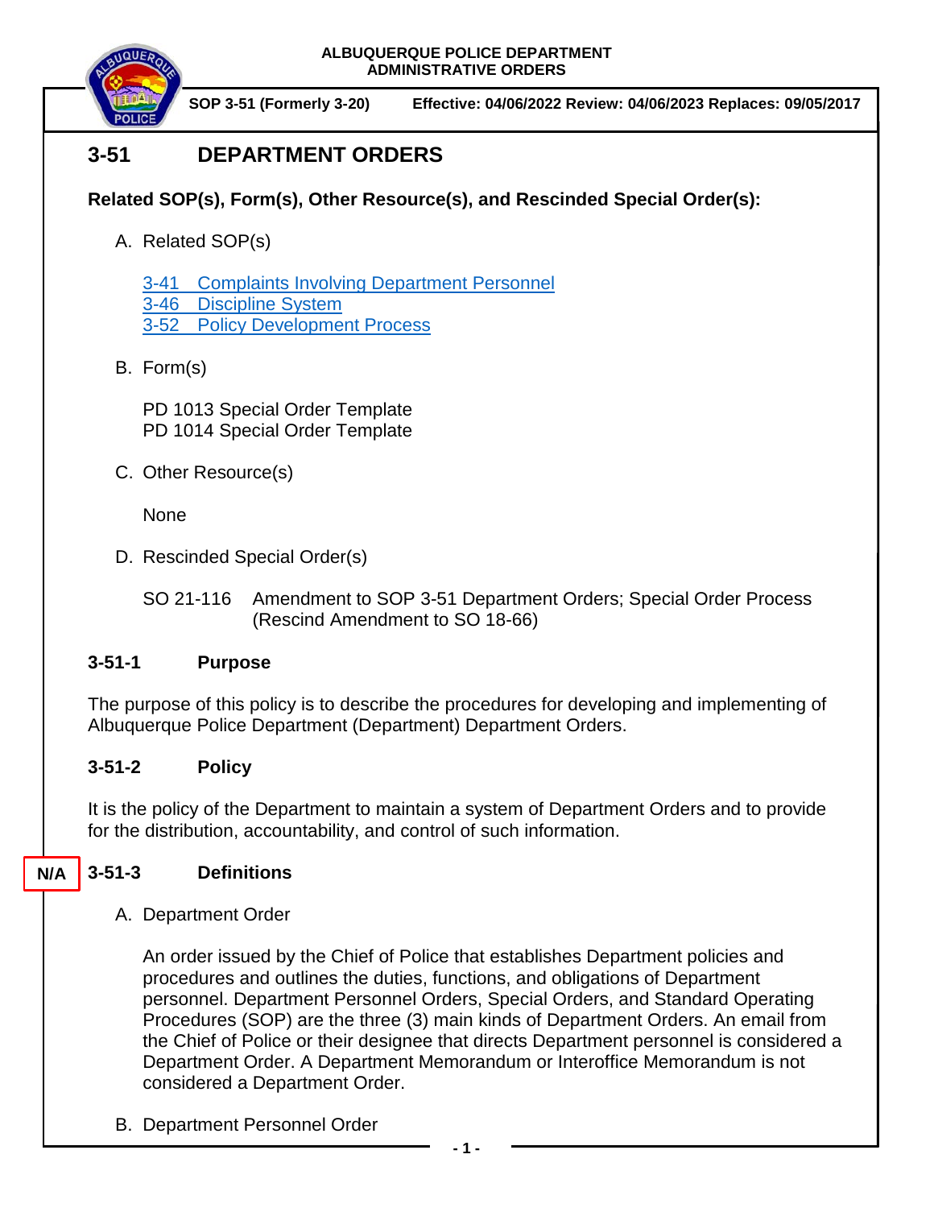ALBUQUERQUE POLICE DEPARTMENT
ADMINISTRATIVE ORDERS

SOP 3-51 (Formerly 3-20) Effective: 04/06/2022 Review: 04/06/2023 Replaces: 09/05/2017

# 3-51 DEPARTMENT ORDERS

**Related SOP(s), Form(s), Other Resource(s), and Rescinded Special Order(s):**

A. Related SOP(s)

3-41 Complaints Involving Department Personnel
3-46 Discipline System
3-52 Policy Development Process

B. Form(s)

PD 1013 Special Order Template
PD 1014 Special Order Template

C. Other Resource(s)

None

D. Rescinded Special Order(s)

SO 21-116 Amendment to SOP 3-51 Department Orders; Special Order Process (Rescind Amendment to SO 18-66)

## 3-51-1 Purpose

The purpose of this policy is to describe the procedures for developing and implementing of Albuquerque Police Department (Department) Department Orders.

## 3-51-2 Policy

It is the policy of the Department to maintain a system of Department Orders and to provide for the distribution, accountability, and control of such information.

## 3-51-3 Definitions

N/A

A. Department Order

An order issued by the Chief of Police that establishes Department policies and procedures and outlines the duties, functions, and obligations of Department personnel. Department Personnel Orders, Special Orders, and Standard Operating Procedures (SOP) are the three (3) main kinds of Department Orders. An email from the Chief of Police or their designee that directs Department personnel is considered a Department Order. A Department Memorandum or Interoffice Memorandum is not considered a Department Order.

B. Department Personnel Order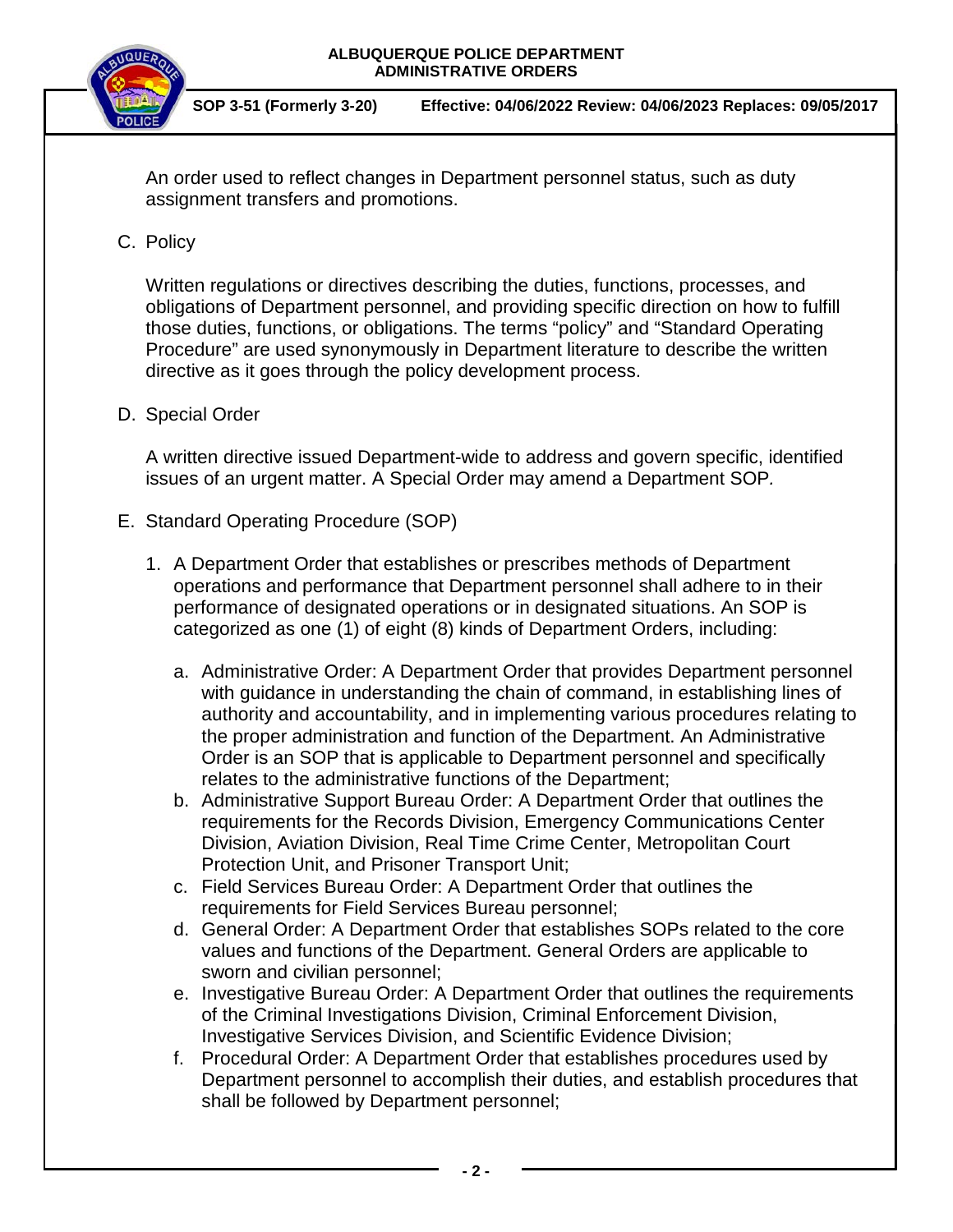An order used to reflect changes in Department personnel status, such as duty assignment transfers and promotions.

C. Policy

Written regulations or directives describing the duties, functions, processes, and obligations of Department personnel, and providing specific direction on how to fulfill those duties, functions, or obligations. The terms "policy" and "Standard Operating Procedure" are used synonymously in Department literature to describe the written directive as it goes through the policy development process.

D. Special Order

A written directive issued Department-wide to address and govern specific, identified issues of an urgent matter. A Special Order may amend a Department SOP*.*

E. Standard Operating Procedure (SOP)

1. A Department Order that establishes or prescribes methods of Department operations and performance that Department personnel shall adhere to in their performance of designated operations or in designated situations. An SOP is categorized as one (1) of eight (8) kinds of Department Orders, including:

   a. Administrative Order: A Department Order that provides Department personnel with guidance in understanding the chain of command, in establishing lines of authority and accountability, and in implementing various procedures relating to the proper administration and function of the Department. An Administrative Order is an SOP that is applicable to Department personnel and specifically relates to the administrative functions of the Department;
   b. Administrative Support Bureau Order: A Department Order that outlines the requirements for the Records Division, Emergency Communications Center Division, Aviation Division, Real Time Crime Center, Metropolitan Court Protection Unit, and Prisoner Transport Unit;
   c. Field Services Bureau Order: A Department Order that outlines the requirements for Field Services Bureau personnel;
   d. General Order: A Department Order that establishes SOPs related to the core values and functions of the Department. General Orders are applicable to sworn and civilian personnel;
   e. Investigative Bureau Order: A Department Order that outlines the requirements of the Criminal Investigations Division, Criminal Enforcement Division, Investigative Services Division, and Scientific Evidence Division;
   f. Procedural Order: A Department Order that establishes procedures used by Department personnel to accomplish their duties, and establish procedures that shall be followed by Department personnel;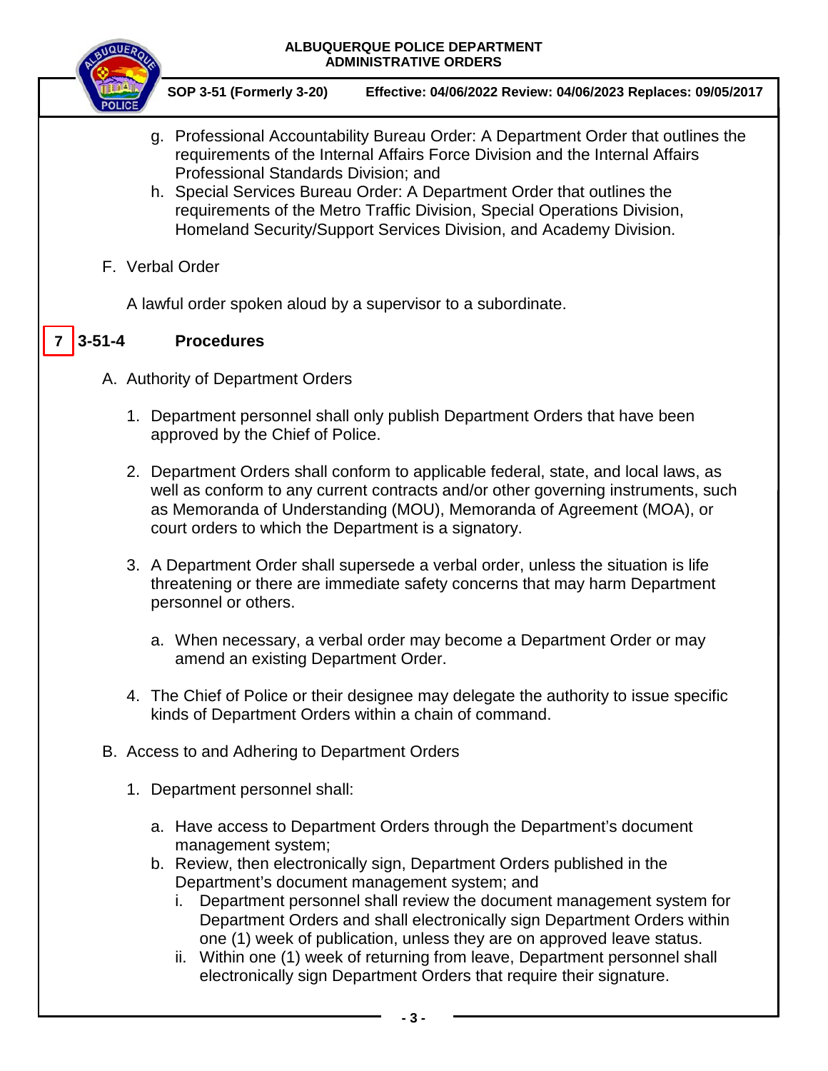g. Professional Accountability Bureau Order: A Department Order that outlines the requirements of the Internal Affairs Force Division and the Internal Affairs Professional Standards Division; and

h. Special Services Bureau Order: A Department Order that outlines the requirements of the Metro Traffic Division, Special Operations Division, Homeland Security/Support Services Division, and Academy Division.

F. Verbal Order

A lawful order spoken aloud by a supervisor to a subordinate.

## 7 3-51-4 Procedures

A. Authority of Department Orders

1. Department personnel shall only publish Department Orders that have been approved by the Chief of Police.

2. Department Orders shall conform to applicable federal, state, and local laws, as well as conform to any current contracts and/or other governing instruments, such as Memoranda of Understanding (MOU), Memoranda of Agreement (MOA), or court orders to which the Department is a signatory.

3. A Department Order shall supersede a verbal order, unless the situation is life threatening or there are immediate safety concerns that may harm Department personnel or others.

   a. When necessary, a verbal order may become a Department Order or may amend an existing Department Order.

4. The Chief of Police or their designee may delegate the authority to issue specific kinds of Department Orders within a chain of command.

B. Access to and Adhering to Department Orders

1. Department personnel shall:

   a. Have access to Department Orders through the Department's document management system;

   b. Review, then electronically sign, Department Orders published in the Department's document management system; and

      i. Department personnel shall review the document management system for Department Orders and shall electronically sign Department Orders within one (1) week of publication, unless they are on approved leave status.

      ii. Within one (1) week of returning from leave, Department personnel shall electronically sign Department Orders that require their signature.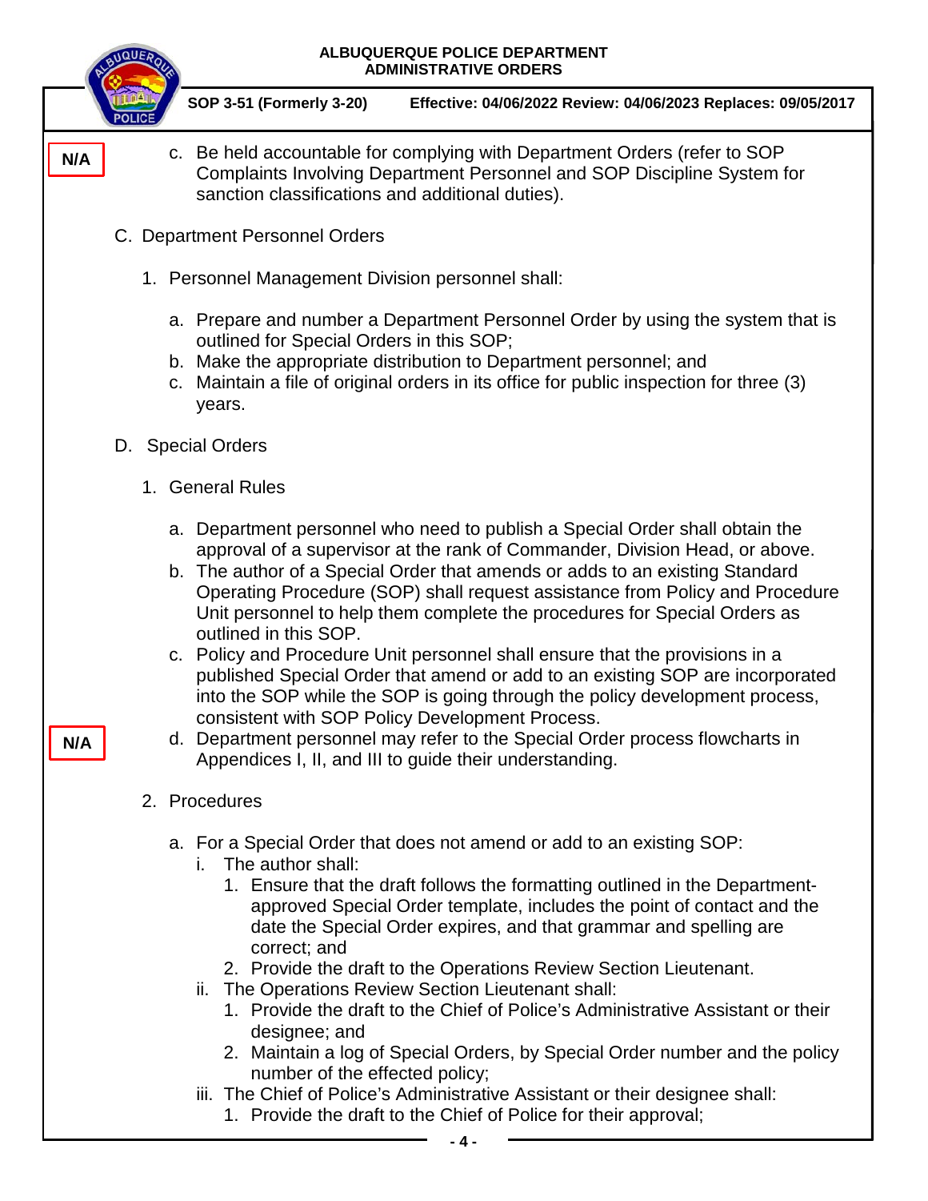N/A

c. Be held accountable for complying with Department Orders (refer to SOP Complaints Involving Department Personnel and SOP Discipline System for sanction classifications and additional duties).

C. Department Personnel Orders

1. Personnel Management Division personnel shall:

   a. Prepare and number a Department Personnel Order by using the system that is outlined for Special Orders in this SOP;
   b. Make the appropriate distribution to Department personnel; and
   c. Maintain a file of original orders in its office for public inspection for three (3) years.

D. Special Orders

1. General Rules

   a. Department personnel who need to publish a Special Order shall obtain the approval of a supervisor at the rank of Commander, Division Head, or above.
   b. The author of a Special Order that amends or adds to an existing Standard Operating Procedure (SOP) shall request assistance from Policy and Procedure Unit personnel to help them complete the procedures for Special Orders as outlined in this SOP.
   c. Policy and Procedure Unit personnel shall ensure that the provisions in a published Special Order that amend or add to an existing SOP are incorporated into the SOP while the SOP is going through the policy development process, consistent with SOP Policy Development Process.

N/A

   d. Department personnel may refer to the Special Order process flowcharts in Appendices I, II, and III to guide their understanding.

2. Procedures

   a. For a Special Order that does not amend or add to an existing SOP:
      i. The author shall:
         1. Ensure that the draft follows the formatting outlined in the Department-approved Special Order template, includes the point of contact and the date the Special Order expires, and that grammar and spelling are correct; and
         2. Provide the draft to the Operations Review Section Lieutenant.
      ii. The Operations Review Section Lieutenant shall:
         1. Provide the draft to the Chief of Police's Administrative Assistant or their designee; and
         2. Maintain a log of Special Orders, by Special Order number and the policy number of the effected policy;
      iii. The Chief of Police's Administrative Assistant or their designee shall:
         1. Provide the draft to the Chief of Police for their approval;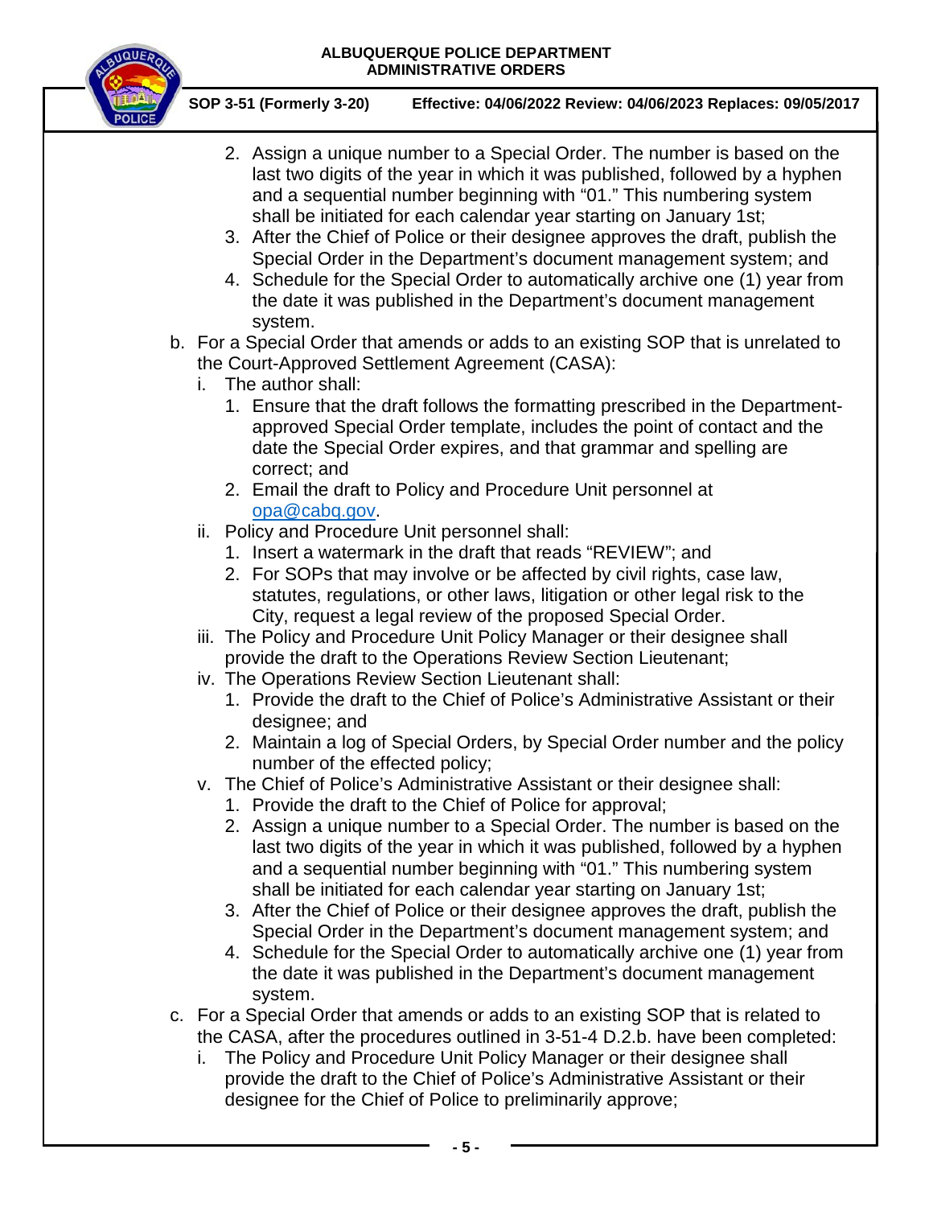2. Assign a unique number to a Special Order. The number is based on the last two digits of the year in which it was published, followed by a hyphen and a sequential number beginning with "01." This numbering system shall be initiated for each calendar year starting on January 1st;
3. After the Chief of Police or their designee approves the draft, publish the Special Order in the Department's document management system; and
4. Schedule for the Special Order to automatically archive one (1) year from the date it was published in the Department's document management system.

b. For a Special Order that amends or adds to an existing SOP that is unrelated to the Court-Approved Settlement Agreement (CASA):

i. The author shall:

1. Ensure that the draft follows the formatting prescribed in the Department-approved Special Order template, includes the point of contact and the date the Special Order expires, and that grammar and spelling are correct; and
2. Email the draft to Policy and Procedure Unit personnel at opa@cabq.gov.

ii. Policy and Procedure Unit personnel shall:

1. Insert a watermark in the draft that reads "REVIEW"; and
2. For SOPs that may involve or be affected by civil rights, case law, statutes, regulations, or other laws, litigation or other legal risk to the City, request a legal review of the proposed Special Order.

iii. The Policy and Procedure Unit Policy Manager or their designee shall provide the draft to the Operations Review Section Lieutenant;

iv. The Operations Review Section Lieutenant shall:

1. Provide the draft to the Chief of Police's Administrative Assistant or their designee; and
2. Maintain a log of Special Orders, by Special Order number and the policy number of the effected policy;

v. The Chief of Police's Administrative Assistant or their designee shall:

1. Provide the draft to the Chief of Police for approval;
2. Assign a unique number to a Special Order. The number is based on the last two digits of the year in which it was published, followed by a hyphen and a sequential number beginning with "01." This numbering system shall be initiated for each calendar year starting on January 1st;
3. After the Chief of Police or their designee approves the draft, publish the Special Order in the Department's document management system; and
4. Schedule for the Special Order to automatically archive one (1) year from the date it was published in the Department's document management system.

c. For a Special Order that amends or adds to an existing SOP that is related to the CASA, after the procedures outlined in 3-51-4 D.2.b. have been completed:

i. The Policy and Procedure Unit Policy Manager or their designee shall provide the draft to the Chief of Police's Administrative Assistant or their designee for the Chief of Police to preliminarily approve;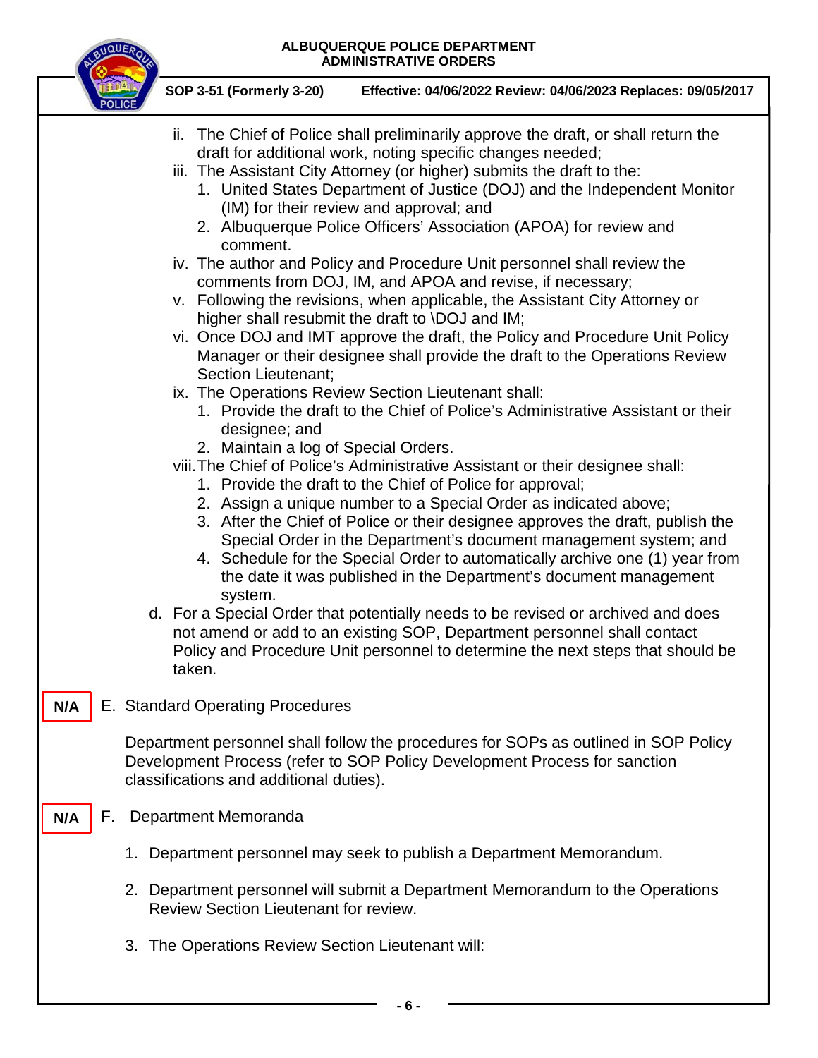ii. The Chief of Police shall preliminarily approve the draft, or shall return the draft for additional work, noting specific changes needed;

iii. The Assistant City Attorney (or higher) submits the draft to the:

1. United States Department of Justice (DOJ) and the Independent Monitor (IM) for their review and approval; and
2. Albuquerque Police Officers' Association (APOA) for review and comment.

iv. The author and Policy and Procedure Unit personnel shall review the comments from DOJ, IM, and APOA and revise, if necessary;

v. Following the revisions, when applicable, the Assistant City Attorney or higher shall resubmit the draft to \DOJ and IM;

vi. Once DOJ and IMT approve the draft, the Policy and Procedure Unit Policy Manager or their designee shall provide the draft to the Operations Review Section Lieutenant;

ix. The Operations Review Section Lieutenant shall:

1. Provide the draft to the Chief of Police's Administrative Assistant or their designee; and
2. Maintain a log of Special Orders.

viii. The Chief of Police's Administrative Assistant or their designee shall:

1. Provide the draft to the Chief of Police for approval;
2. Assign a unique number to a Special Order as indicated above;
3. After the Chief of Police or their designee approves the draft, publish the Special Order in the Department's document management system; and
4. Schedule for the Special Order to automatically archive one (1) year from the date it was published in the Department's document management system.

d. For a Special Order that potentially needs to be revised or archived and does not amend or add to an existing SOP, Department personnel shall contact Policy and Procedure Unit personnel to determine the next steps that should be taken.

**N/A** E. Standard Operating Procedures

Department personnel shall follow the procedures for SOPs as outlined in SOP Policy Development Process (refer to SOP Policy Development Process for sanction classifications and additional duties).

**N/A** F. Department Memoranda

1. Department personnel may seek to publish a Department Memorandum.
2. Department personnel will submit a Department Memorandum to the Operations Review Section Lieutenant for review.
3. The Operations Review Section Lieutenant will: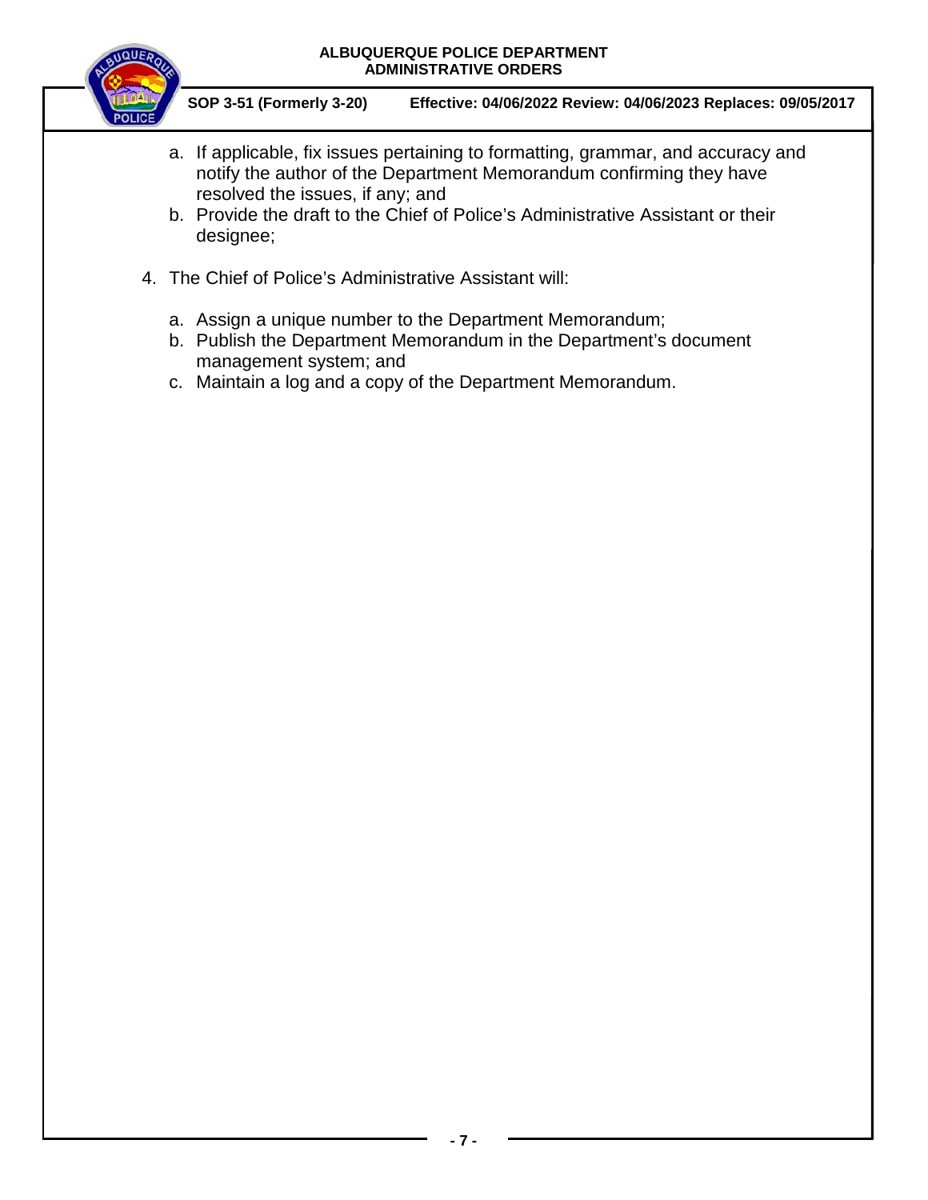a. If applicable, fix issues pertaining to formatting, grammar, and accuracy and notify the author of the Department Memorandum confirming they have resolved the issues, if any; and
b. Provide the draft to the Chief of Police's Administrative Assistant or their designee;

4. The Chief of Police's Administrative Assistant will:

   a. Assign a unique number to the Department Memorandum;
   b. Publish the Department Memorandum in the Department's document management system; and
   c. Maintain a log and a copy of the Department Memorandum.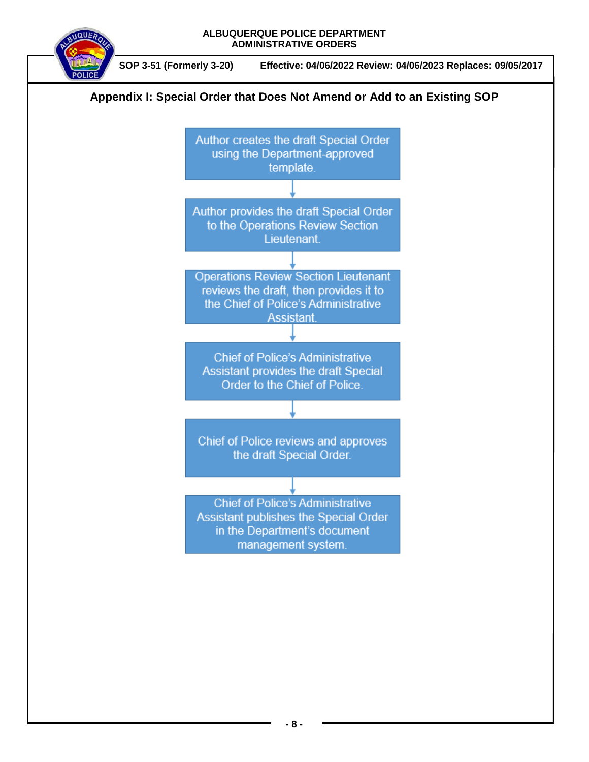## Appendix I: Special Order that Does Not Amend or Add to an Existing SOP

Author creates the draft Special Order using the Department-approved template.

↓

Author provides the draft Special Order to the Operations Review Section Lieutenant.

↓

Operations Review Section Lieutenant reviews the draft, then provides it to the Chief of Police's Administrative Assistant.

↓

Chief of Police's Administrative Assistant provides the draft Special Order to the Chief of Police.

↓

Chief of Police reviews and approves the draft Special Order.

↓

Chief of Police's Administrative Assistant publishes the Special Order in the Department's document management system.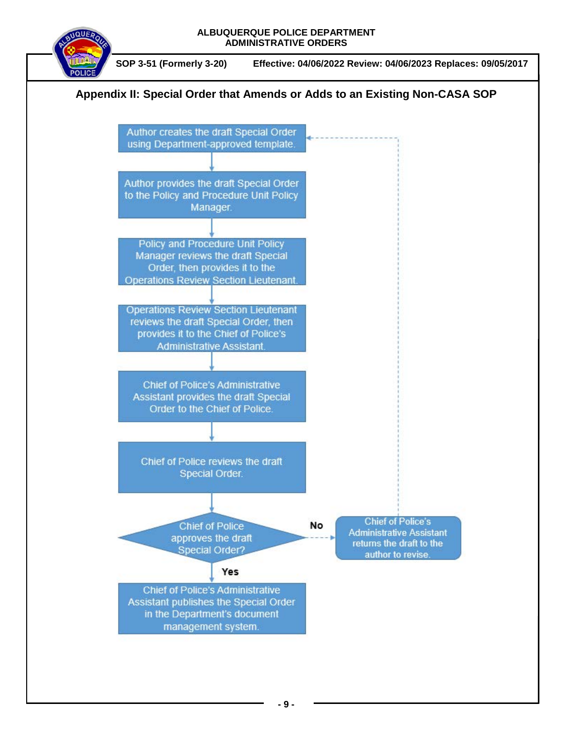## Appendix II: Special Order that Amends or Adds to an Existing Non-CASA SOP

Author creates the draft Special Order using Department-approved template.

↓

Author provides the draft Special Order to the Policy and Procedure Unit Policy Manager.

↓

Policy and Procedure Unit Policy Manager reviews the draft Special Order, then provides it to the Operations Review Section Lieutenant.

↓

Operations Review Section Lieutenant reviews the draft Special Order, then provides it to the Chief of Police's Administrative Assistant.

↓

Chief of Police's Administrative Assistant provides the draft Special Order to the Chief of Police.

↓

Chief of Police reviews the draft Special Order.

↓

Chief of Police approves the draft Special Order?

- **No** → Chief of Police's Administrative Assistant returns the draft to the author to revise. (Returns to: Author creates the draft Special Order using Department-approved template.)
- **Yes** → Chief of Police's Administrative Assistant publishes the Special Order in the Department's document management system.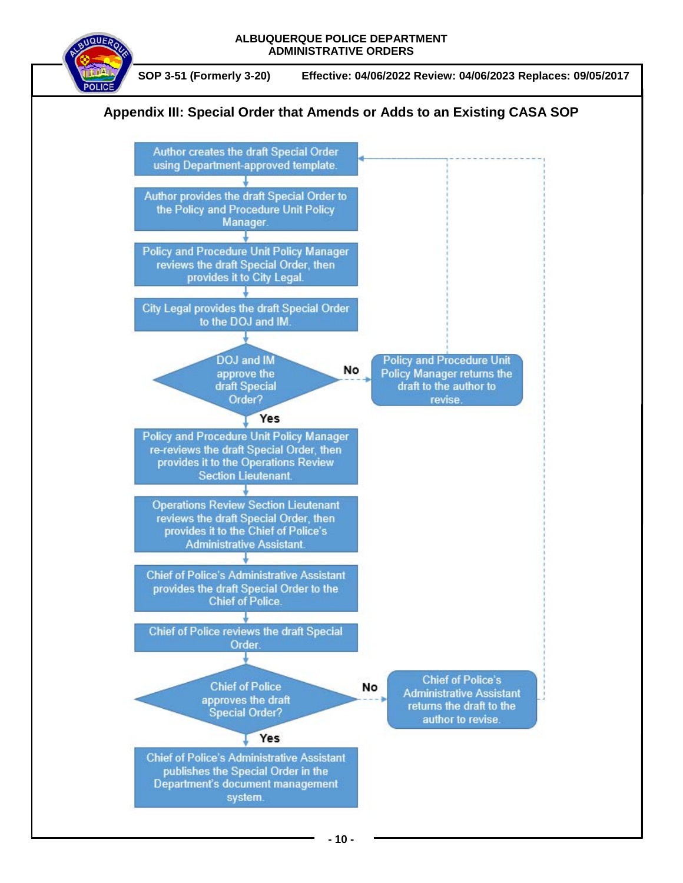## Appendix III: Special Order that Amends or Adds to an Existing CASA SOP

Author creates the draft Special Order using Department-approved template.

Author provides the draft Special Order to the Policy and Procedure Unit Policy Manager.

Policy and Procedure Unit Policy Manager reviews the draft Special Order, then provides it to City Legal.

City Legal provides the draft Special Order to the DOJ and IM.

DOJ and IM approve the draft Special Order?

No

Policy and Procedure Unit Policy Manager returns the draft to the author to revise.

Yes

Policy and Procedure Unit Policy Manager re-reviews the draft Special Order, then provides it to the Operations Review Section Lieutenant.

Operations Review Section Lieutenant reviews the draft Special Order, then provides it to the Chief of Police's Administrative Assistant.

Chief of Police's Administrative Assistant provides the draft Special Order to the Chief of Police.

Chief of Police reviews the draft Special Order.

Chief of Police approves the draft Special Order?

No

Chief of Police's Administrative Assistant returns the draft to the author to revise.

Yes

Chief of Police's Administrative Assistant publishes the Special Order in the Department's document management system.